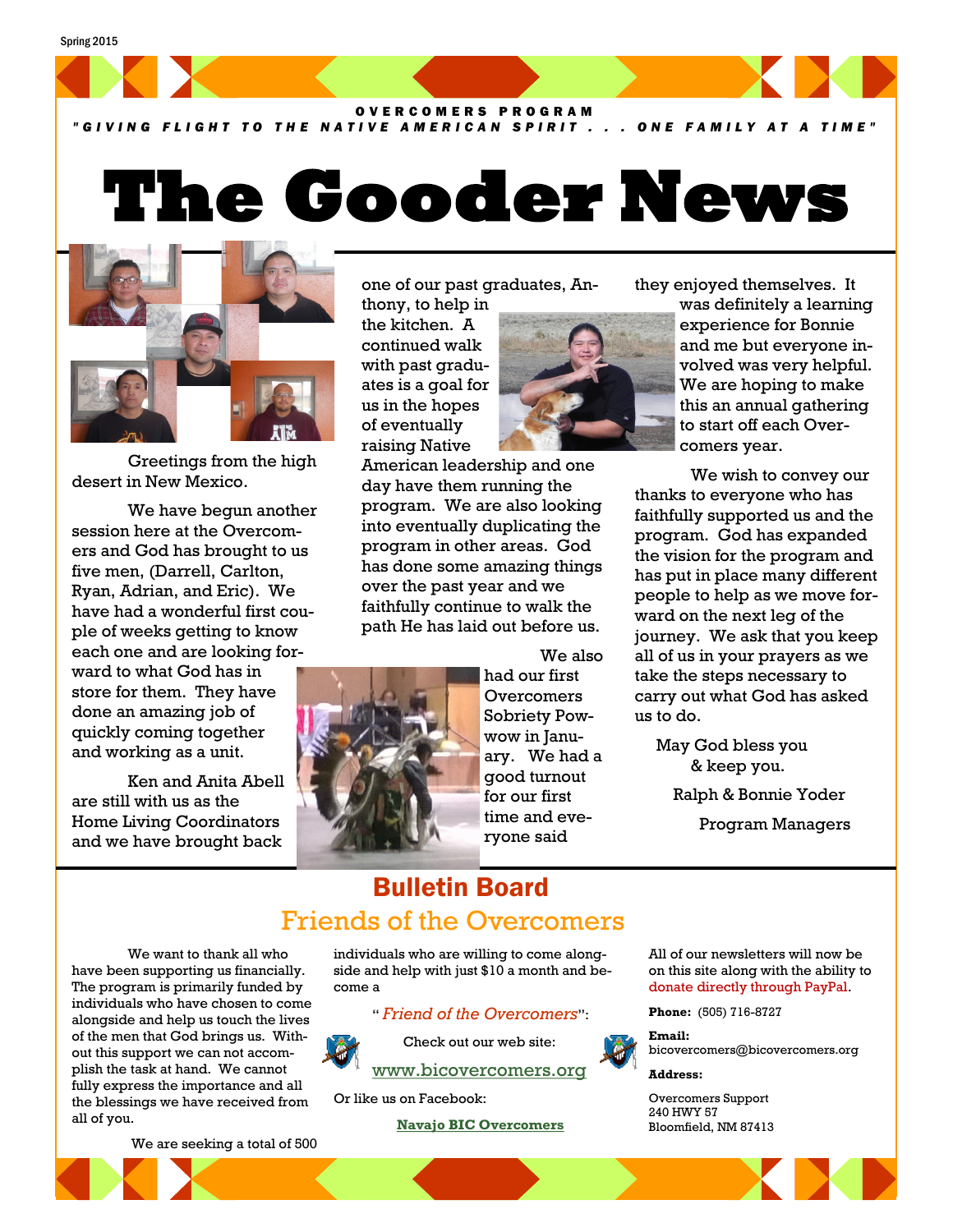Spring 2015

OVERCOMERS PROGRAM

*"GIVING FLIGHT TO THE NATIVE AMERICAN SPIRIT . . . ONE FAMILY AT A TIME"*

# The Gooder News

Greetings from the high desert in New Mexico.

We have begun another session here at the Overcomers and God has brought to us five men, (Darrell, Carlton, Ryan, Adrian, and Eric). We have had a wonderful first couple of weeks getting to know each one and are looking forward to what God has in store for them. They have done an amazing job of quickly coming together and working as a unit.

Ken and Anita Abell are still with us as the Home Living Coordinators and we have brought back one of our past graduates, Anthony, to help in the kitchen. A continued walk with past graduates is a goal for us in the hopes of eventually raising Native American leadership and one day have them running the program. We are also looking into eventually duplicating the program in other areas. God has done some amazing things over the past year and we faithfully continue to walk the path He has laid out before us.

We also had our first Overcomers Sobriety Powwow in January. We had a good turnout for our first time and everyone said they enjoyed themselves. It was definitely a learning experience for Bonnie and me but everyone involved was very helpful. We are hoping to make this an annual gathering to start off each Overcomers year.

We wish to convey our thanks to everyone who has faithfully supported us and the program. God has expanded the vision for the program and has put in place many different people to help as we move forward on the next leg of the journey. We ask that you keep all of us in your prayers as we take the steps necessary to carry out what God has asked us to do.

May God bless you & keep you.

Ralph & Bonnie Yoder

Program Managers

## Bulletin Board

### Friends of the Overcomers

We want to thank all who have been supporting us financially. The program is primarily funded by individuals who have chosen to come alongside and help us touch the lives of the men that God brings us. Without this support we can not accomplish the task at hand. We cannot fully express the importance and all the blessings we have received from all of you.

We are seeking a total of 500 individuals who are willing to come alongside and help with just $10 a month and become a

"*Friend of the Overcomers*":

Check out our web site:

www.bicovercomers.org

Or like us on Facebook:

**Navajo BIC Overcomers**

All of our newsletters will now be on this site along with the ability to donate directly through PayPal.

**Phone:** (505) 716-8727

**Email:** bicovercomers@bicovercomers.org

**Address:**

Overcomers Support
240 HWY 57
Bloomfield, NM 87413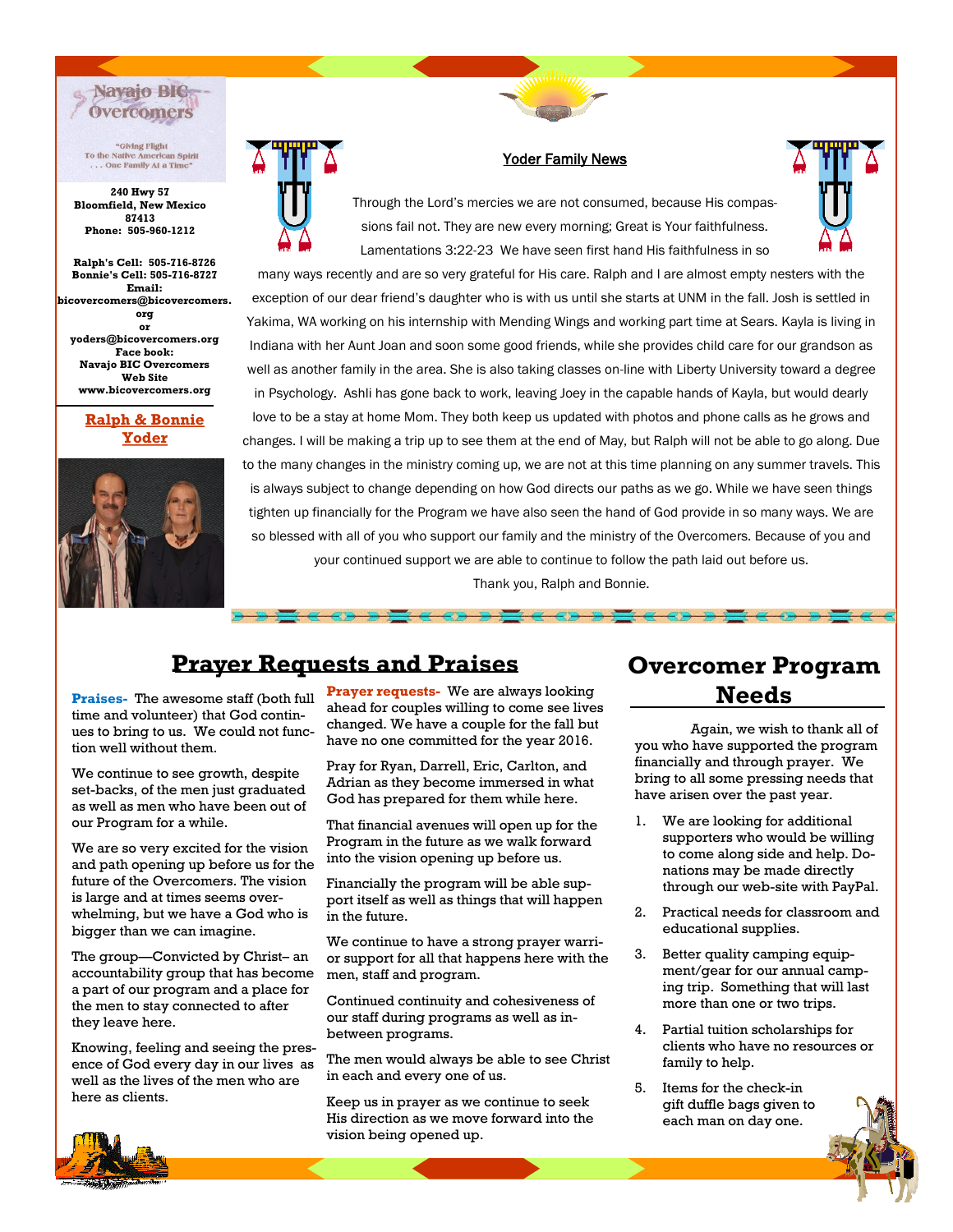Navajo BIC Overcomers

"Giving Flight To the Native American Spirit . . . One Family At a Time"

**240 Hwy 57**
**Bloomfield, New Mexico**
**87413**
**Phone: 505-960-1212**

**Ralph's Cell: 505-716-8726**
**Bonnie's Cell: 505-716-8727**
**Email:**
**bicovercomers@bicovercomers.org**
**or**
**yoders@bicovercomers.org**
**Face book:**
**Navajo BIC Overcomers**
**Web Site**
**www.bicovercomers.org**

**Ralph & Bonnie Yoder**

## Yoder Family News

Through the Lord's mercies we are not consumed, because His compassions fail not. They are new every morning; Great is Your faithfulness. Lamentations 3:22-23 We have seen first hand His faithfulness in so many ways recently and are so very grateful for His care. Ralph and I are almost empty nesters with the exception of our dear friend's daughter who is with us until she starts at UNM in the fall. Josh is settled in Yakima, WA working on his internship with Mending Wings and working part time at Sears. Kayla is living in Indiana with her Aunt Joan and soon some good friends, while she provides child care for our grandson as well as another family in the area. She is also taking classes on-line with Liberty University toward a degree in Psychology. Ashli has gone back to work, leaving Joey in the capable hands of Kayla, but would dearly love to be a stay at home Mom. They both keep us updated with photos and phone calls as he grows and changes. I will be making a trip up to see them at the end of May, but Ralph will not be able to go along. Due to the many changes in the ministry coming up, we are not at this time planning on any summer travels. This is always subject to change depending on how God directs our paths as we go. While we have seen things tighten up financially for the Program we have also seen the hand of God provide in so many ways. We are so blessed with all of you who support our family and the ministry of the Overcomers. Because of you and your continued support we are able to continue to follow the path laid out before us.

Thank you, Ralph and Bonnie.

## Prayer Requests and Praises

**Praises-** The awesome staff (both full time and volunteer) that God continues to bring to us. We could not function well without them.

We continue to see growth, despite set-backs, of the men just graduated as well as men who have been out of our Program for a while.

We are so very excited for the vision and path opening up before us for the future of the Overcomers. The vision is large and at times seems overwhelming, but we have a God who is bigger than we can imagine.

The group—Convicted by Christ– an accountability group that has become a part of our program and a place for the men to stay connected to after they leave here.

Knowing, feeling and seeing the presence of God every day in our lives as well as the lives of the men who are here as clients.

**Prayer requests-** We are always looking ahead for couples willing to come see lives changed. We have a couple for the fall but have no one committed for the year 2016.

Pray for Ryan, Darrell, Eric, Carlton, and Adrian as they become immersed in what God has prepared for them while here.

That financial avenues will open up for the Program in the future as we walk forward into the vision opening up before us.

Financially the program will be able support itself as well as things that will happen in the future.

We continue to have a strong prayer warrior support for all that happens here with the men, staff and program.

Continued continuity and cohesiveness of our staff during programs as well as in-between programs.

The men would always be able to see Christ in each and every one of us.

Keep us in prayer as we continue to seek His direction as we move forward into the vision being opened up.

## Overcomer Program Needs

Again, we wish to thank all of you who have supported the program financially and through prayer. We bring to all some pressing needs that have arisen over the past year.

1. We are looking for additional supporters who would be willing to come along side and help. Donations may be made directly through our web-site with PayPal.
2. Practical needs for classroom and educational supplies.
3. Better quality camping equipment/gear for our annual camping trip. Something that will last more than one or two trips.
4. Partial tuition scholarships for clients who have no resources or family to help.
5. Items for the check-in gift duffle bags given to each man on day one.